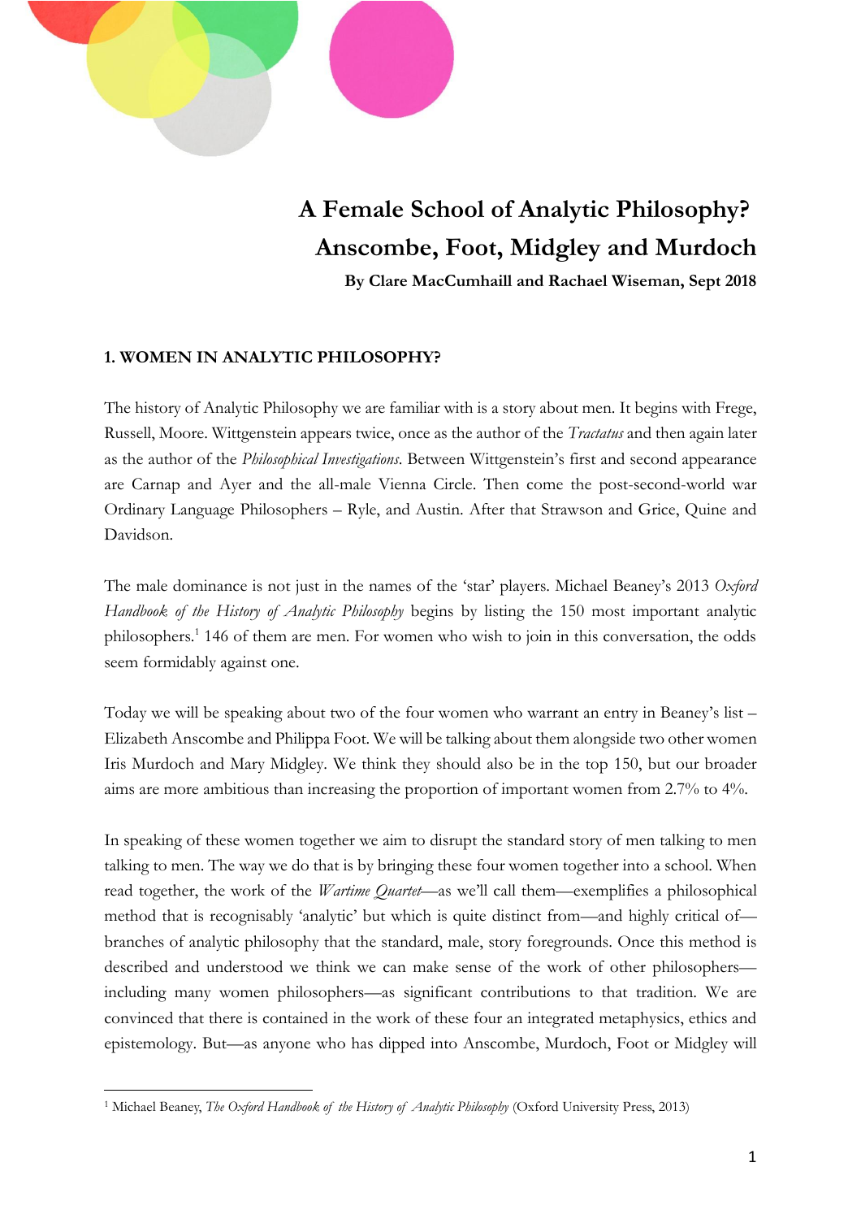# A Female School of Analytic Philosophy? Anscombe, Foot, Midgley and Murdoch

**By Clare MacCumhaill and Rachael Wiseman, Sept 2018**

## 1. WOMEN IN ANALYTIC PHILOSOPHY?

The history of Analytic Philosophy we are familiar with is a story about men. It begins with Frege, Russell, Moore. Wittgenstein appears twice, once as the author of the *Tractatus* and then again later as the author of the *Philosophical Investigations*. Between Wittgenstein's first and second appearance are Carnap and Ayer and the all-male Vienna Circle. Then come the post-second-world war Ordinary Language Philosophers – Ryle, and Austin. After that Strawson and Grice, Quine and Davidson.

The male dominance is not just in the names of the 'star' players. Michael Beaney's 2013 *Oxford Handbook of the History of Analytic Philosophy* begins by listing the 150 most important analytic philosophers.[1] 146 of them are men. For women who wish to join in this conversation, the odds seem formidably against one.

Today we will be speaking about two of the four women who warrant an entry in Beaney's list – Elizabeth Anscombe and Philippa Foot. We will be talking about them alongside two other women Iris Murdoch and Mary Midgley. We think they should also be in the top 150, but our broader aims are more ambitious than increasing the proportion of important women from 2.7% to 4%.

In speaking of these women together we aim to disrupt the standard story of men talking to men talking to men. The way we do that is by bringing these four women together into a school. When read together, the work of the *Wartime Quartet*—as we'll call them—exemplifies a philosophical method that is recognisably 'analytic' but which is quite distinct from—and highly critical of—branches of analytic philosophy that the standard, male, story foregrounds. Once this method is described and understood we think we can make sense of the work of other philosophers—including many women philosophers—as significant contributions to that tradition. We are convinced that there is contained in the work of these four an integrated metaphysics, ethics and epistemology. But—as anyone who has dipped into Anscombe, Murdoch, Foot or Midgley will

[1] Michael Beaney, *The Oxford Handbook of the History of Analytic Philosophy* (Oxford University Press, 2013)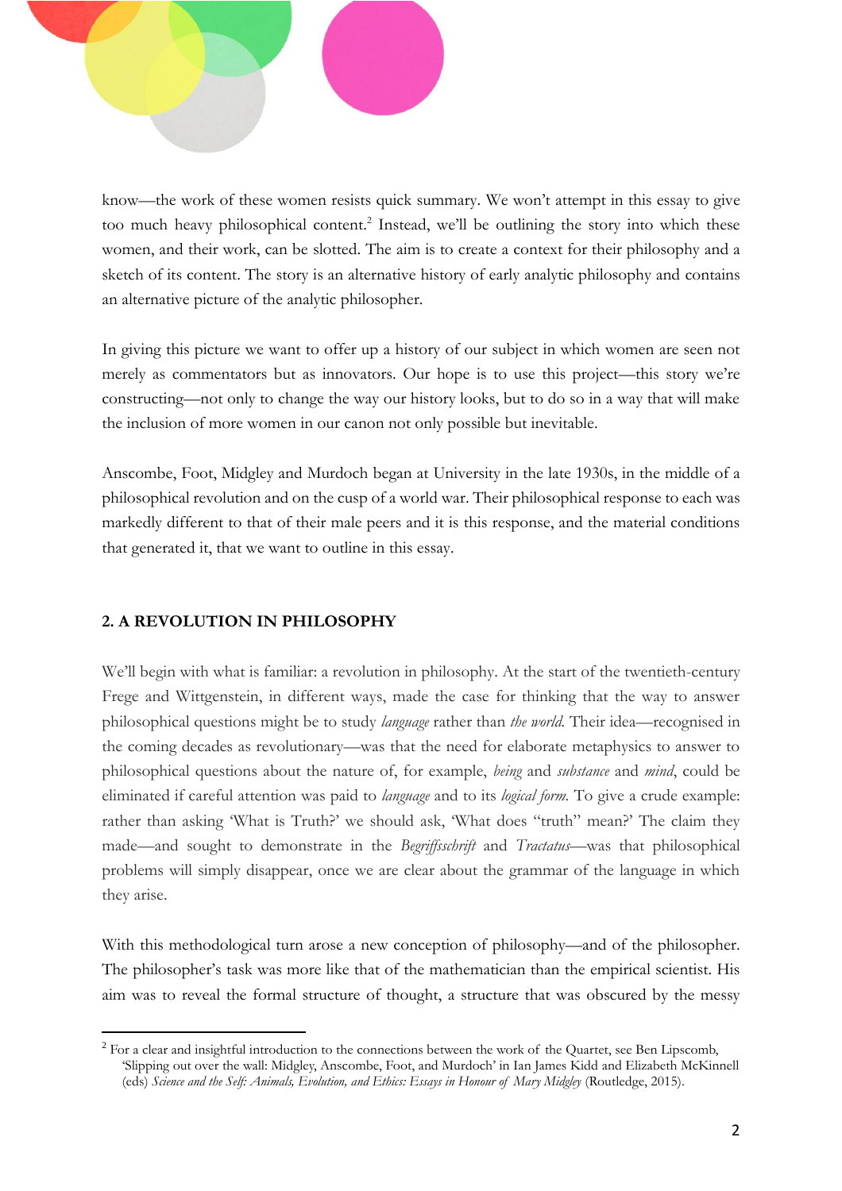know—the work of these women resists quick summary. We won't attempt in this essay to give too much heavy philosophical content.[2] Instead, we'll be outlining the story into which these women, and their work, can be slotted. The aim is to create a context for their philosophy and a sketch of its content. The story is an alternative history of early analytic philosophy and contains an alternative picture of the analytic philosopher.

In giving this picture we want to offer up a history of our subject in which women are seen not merely as commentators but as innovators. Our hope is to use this project—this story we're constructing—not only to change the way our history looks, but to do so in a way that will make the inclusion of more women in our canon not only possible but inevitable.

Anscombe, Foot, Midgley and Murdoch began at University in the late 1930s, in the middle of a philosophical revolution and on the cusp of a world war. Their philosophical response to each was markedly different to that of their male peers and it is this response, and the material conditions that generated it, that we want to outline in this essay.

## 2. A REVOLUTION IN PHILOSOPHY

We'll begin with what is familiar: a revolution in philosophy. At the start of the twentieth-century Frege and Wittgenstein, in different ways, made the case for thinking that the way to answer philosophical questions might be to study *language* rather than *the world*. Their idea—recognised in the coming decades as revolutionary—was that the need for elaborate metaphysics to answer to philosophical questions about the nature of, for example, *being* and *substance* and *mind*, could be eliminated if careful attention was paid to *language* and to its *logical form*. To give a crude example: rather than asking 'What is Truth?' we should ask, 'What does "truth" mean?' The claim they made—and sought to demonstrate in the *Begriffsschrift* and *Tractatus*—was that philosophical problems will simply disappear, once we are clear about the grammar of the language in which they arise.

With this methodological turn arose a new conception of philosophy—and of the philosopher. The philosopher's task was more like that of the mathematician than the empirical scientist. His aim was to reveal the formal structure of thought, a structure that was obscured by the messy

---

[2] For a clear and insightful introduction to the connections between the work of the Quartet, see Ben Lipscomb, 'Slipping out over the wall: Midgley, Anscombe, Foot, and Murdoch' in Ian James Kidd and Elizabeth McKinnell (eds) *Science and the Self: Animals, Evolution, and Ethics: Essays in Honour of Mary Midgley* (Routledge, 2015).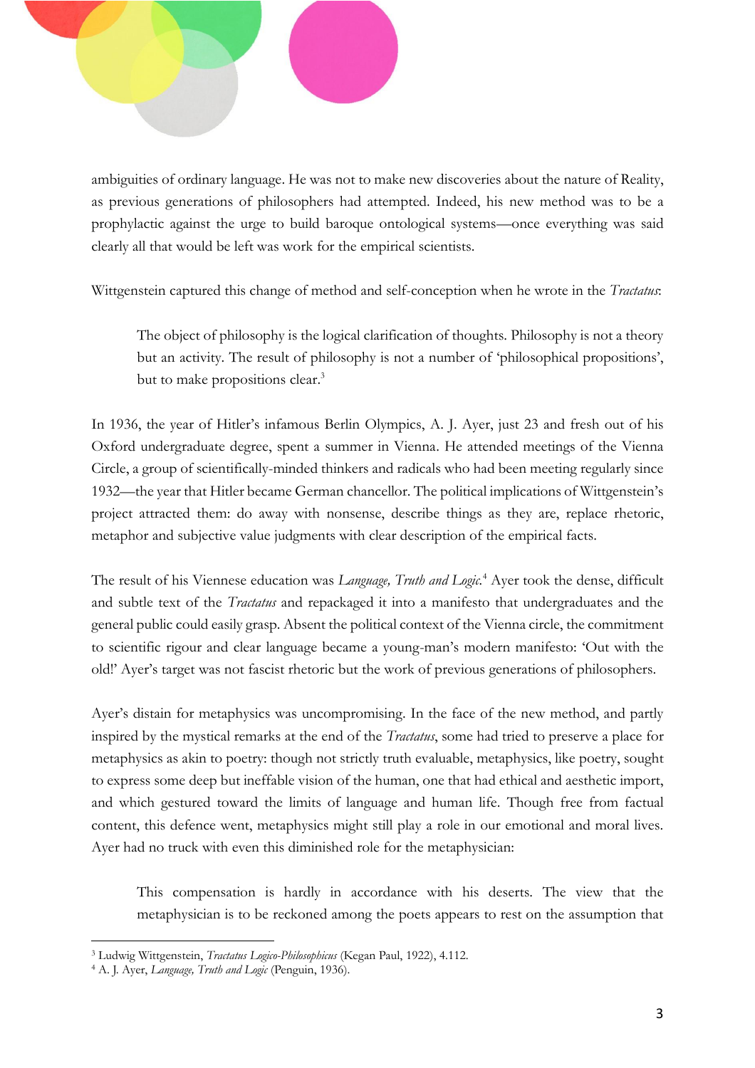ambiguities of ordinary language. He was not to make new discoveries about the nature of Reality, as previous generations of philosophers had attempted. Indeed, his new method was to be a prophylactic against the urge to build baroque ontological systems—once everything was said clearly all that would be left was work for the empirical scientists.

Wittgenstein captured this change of method and self-conception when he wrote in the *Tractatus*:

> The object of philosophy is the logical clarification of thoughts. Philosophy is not a theory but an activity. The result of philosophy is not a number of 'philosophical propositions', but to make propositions clear.[3]

In 1936, the year of Hitler's infamous Berlin Olympics, A. J. Ayer, just 23 and fresh out of his Oxford undergraduate degree, spent a summer in Vienna. He attended meetings of the Vienna Circle, a group of scientifically-minded thinkers and radicals who had been meeting regularly since 1932—the year that Hitler became German chancellor. The political implications of Wittgenstein's project attracted them: do away with nonsense, describe things as they are, replace rhetoric, metaphor and subjective value judgments with clear description of the empirical facts.

The result of his Viennese education was *Language, Truth and Logic*.[4] Ayer took the dense, difficult and subtle text of the *Tractatus* and repackaged it into a manifesto that undergraduates and the general public could easily grasp. Absent the political context of the Vienna circle, the commitment to scientific rigour and clear language became a young-man's modern manifesto: 'Out with the old!' Ayer's target was not fascist rhetoric but the work of previous generations of philosophers.

Ayer's distain for metaphysics was uncompromising. In the face of the new method, and partly inspired by the mystical remarks at the end of the *Tractatus*, some had tried to preserve a place for metaphysics as akin to poetry: though not strictly truth evaluable, metaphysics, like poetry, sought to express some deep but ineffable vision of the human, one that had ethical and aesthetic import, and which gestured toward the limits of language and human life. Though free from factual content, this defence went, metaphysics might still play a role in our emotional and moral lives. Ayer had no truck with even this diminished role for the metaphysician:

> This compensation is hardly in accordance with his deserts. The view that the metaphysician is to be reckoned among the poets appears to rest on the assumption that

---

[3] Ludwig Wittgenstein, *Tractatus Logico-Philosophicus* (Kegan Paul, 1922), 4.112.

[4] A. J. Ayer, *Language, Truth and Logic* (Penguin, 1936).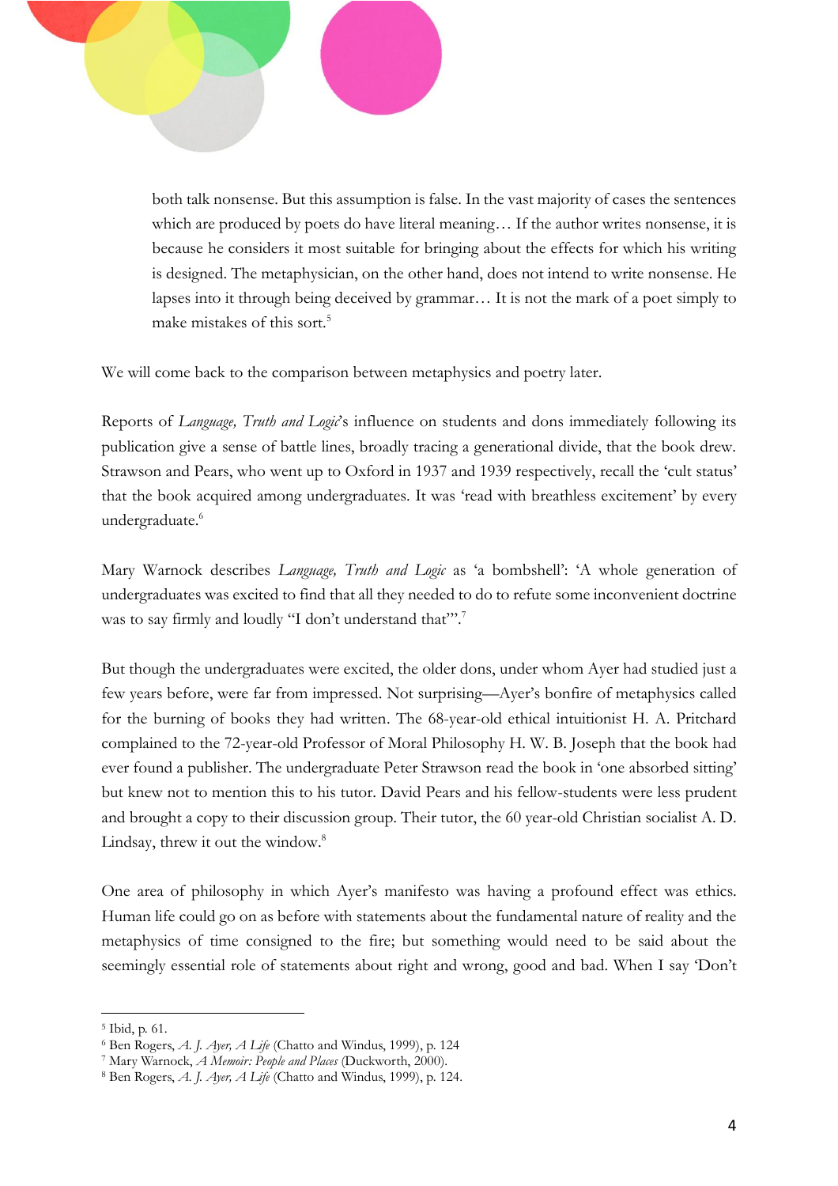> both talk nonsense. But this assumption is false. In the vast majority of cases the sentences which are produced by poets do have literal meaning… If the author writes nonsense, it is because he considers it most suitable for bringing about the effects for which his writing is designed. The metaphysician, on the other hand, does not intend to write nonsense. He lapses into it through being deceived by grammar… It is not the mark of a poet simply to make mistakes of this sort.[5]

We will come back to the comparison between metaphysics and poetry later.

Reports of *Language, Truth and Logic*'s influence on students and dons immediately following its publication give a sense of battle lines, broadly tracing a generational divide, that the book drew. Strawson and Pears, who went up to Oxford in 1937 and 1939 respectively, recall the 'cult status' that the book acquired among undergraduates. It was 'read with breathless excitement' by every undergraduate.[6]

Mary Warnock describes *Language, Truth and Logic* as 'a bombshell': 'A whole generation of undergraduates was excited to find that all they needed to do to refute some inconvenient doctrine was to say firmly and loudly "I don't understand that"'.[7]

But though the undergraduates were excited, the older dons, under whom Ayer had studied just a few years before, were far from impressed. Not surprising—Ayer's bonfire of metaphysics called for the burning of books they had written. The 68-year-old ethical intuitionist H. A. Pritchard complained to the 72-year-old Professor of Moral Philosophy H. W. B. Joseph that the book had ever found a publisher. The undergraduate Peter Strawson read the book in 'one absorbed sitting' but knew not to mention this to his tutor. David Pears and his fellow-students were less prudent and brought a copy to their discussion group. Their tutor, the 60 year-old Christian socialist A. D. Lindsay, threw it out the window.[8]

One area of philosophy in which Ayer's manifesto was having a profound effect was ethics. Human life could go on as before with statements about the fundamental nature of reality and the metaphysics of time consigned to the fire; but something would need to be said about the seemingly essential role of statements about right and wrong, good and bad. When I say 'Don't

---

[5] Ibid, p. 61.

[6] Ben Rogers, *A. J. Ayer, A Life* (Chatto and Windus, 1999), p. 124

[7] Mary Warnock, *A Memoir: People and Places* (Duckworth, 2000).

[8] Ben Rogers, *A. J. Ayer, A Life* (Chatto and Windus, 1999), p. 124.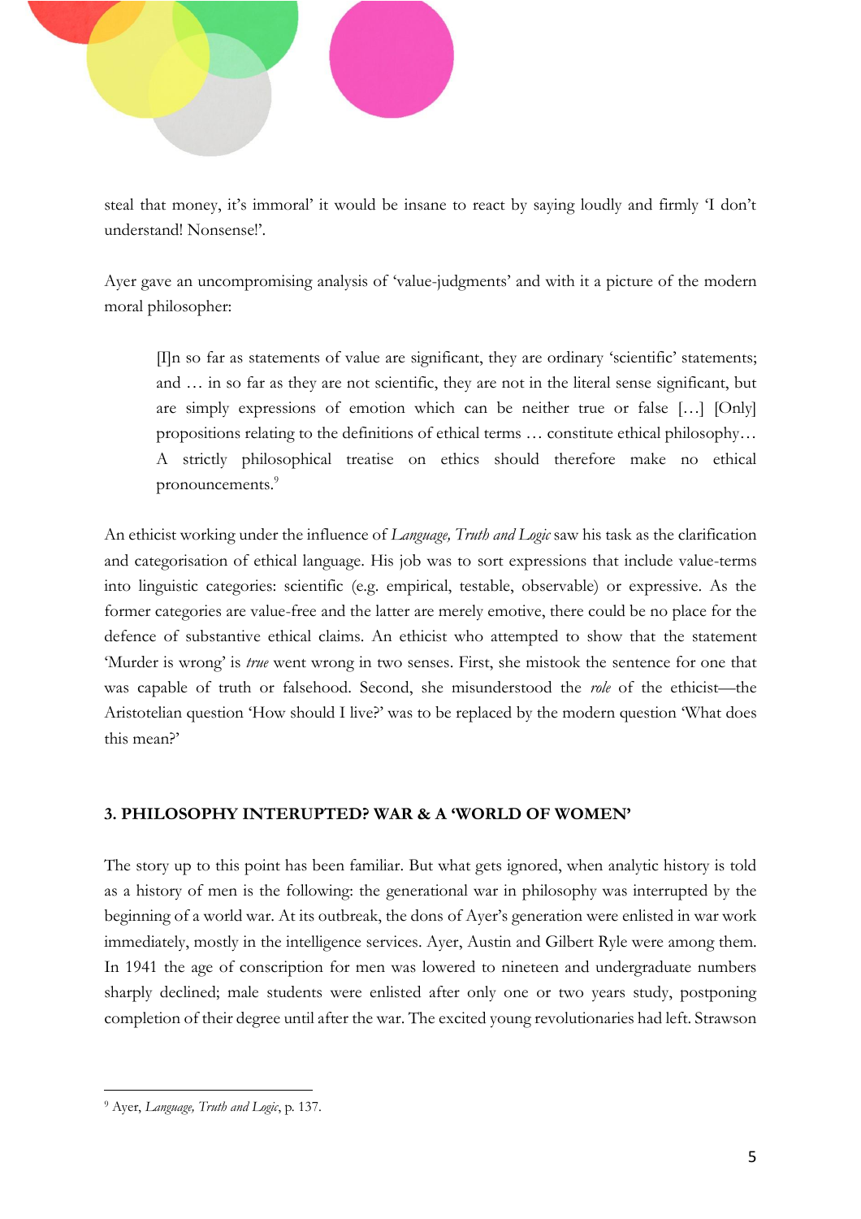steal that money, it's immoral' it would be insane to react by saying loudly and firmly 'I don't understand! Nonsense!'.

Ayer gave an uncompromising analysis of 'value-judgments' and with it a picture of the modern moral philosopher:

> [I]n so far as statements of value are significant, they are ordinary 'scientific' statements; and … in so far as they are not scientific, they are not in the literal sense significant, but are simply expressions of emotion which can be neither true or false […] [Only] propositions relating to the definitions of ethical terms … constitute ethical philosophy… A strictly philosophical treatise on ethics should therefore make no ethical pronouncements.[9]

An ethicist working under the influence of *Language, Truth and Logic* saw his task as the clarification and categorisation of ethical language. His job was to sort expressions that include value-terms into linguistic categories: scientific (e.g. empirical, testable, observable) or expressive. As the former categories are value-free and the latter are merely emotive, there could be no place for the defence of substantive ethical claims. An ethicist who attempted to show that the statement 'Murder is wrong' is *true* went wrong in two senses. First, she mistook the sentence for one that was capable of truth or falsehood. Second, she misunderstood the *role* of the ethicist—the Aristotelian question 'How should I live?' was to be replaced by the modern question 'What does this mean?'

### 3. PHILOSOPHY INTERUPTED? WAR & A 'WORLD OF WOMEN'

The story up to this point has been familiar. But what gets ignored, when analytic history is told as a history of men is the following: the generational war in philosophy was interrupted by the beginning of a world war. At its outbreak, the dons of Ayer's generation were enlisted in war work immediately, mostly in the intelligence services. Ayer, Austin and Gilbert Ryle were among them. In 1941 the age of conscription for men was lowered to nineteen and undergraduate numbers sharply declined; male students were enlisted after only one or two years study, postponing completion of their degree until after the war. The excited young revolutionaries had left. Strawson

---

[9] Ayer, *Language, Truth and Logic*, p. 137.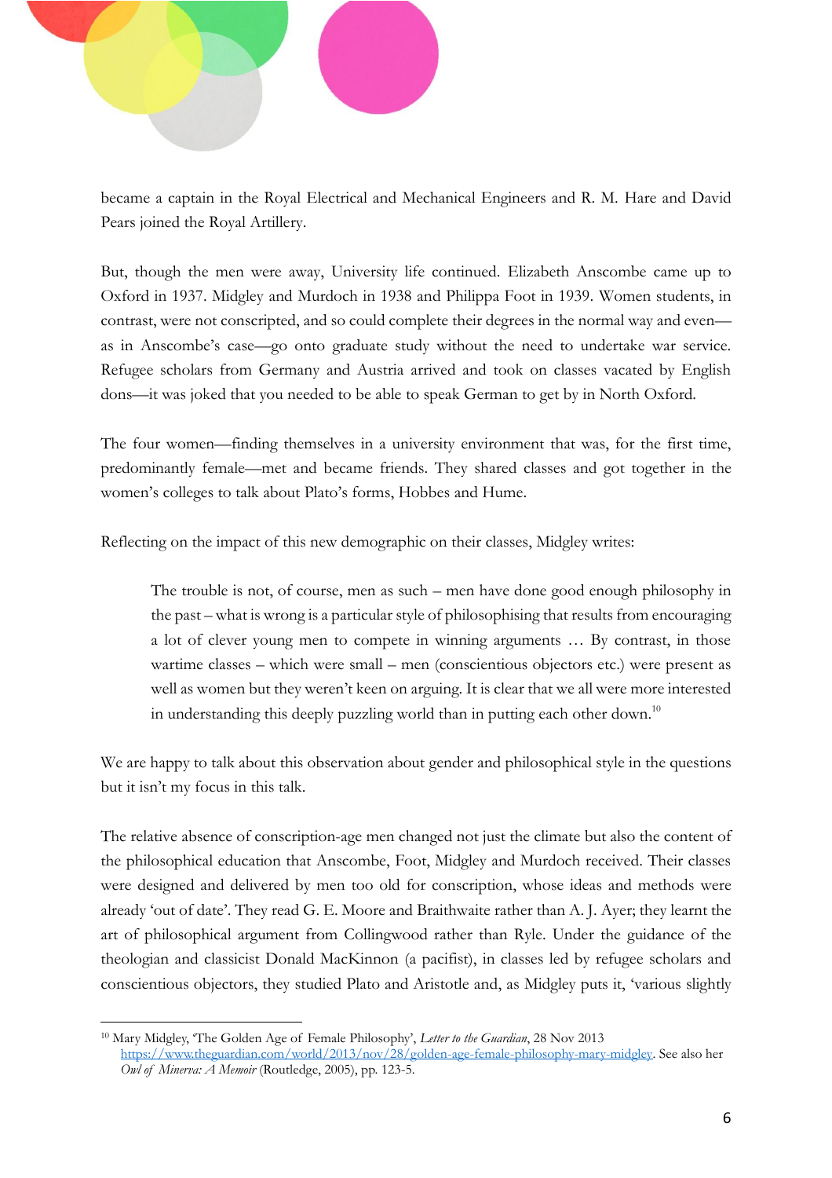became a captain in the Royal Electrical and Mechanical Engineers and R. M. Hare and David Pears joined the Royal Artillery.

But, though the men were away, University life continued. Elizabeth Anscombe came up to Oxford in 1937. Midgley and Murdoch in 1938 and Philippa Foot in 1939. Women students, in contrast, were not conscripted, and so could complete their degrees in the normal way and even—as in Anscombe's case—go onto graduate study without the need to undertake war service. Refugee scholars from Germany and Austria arrived and took on classes vacated by English dons—it was joked that you needed to be able to speak German to get by in North Oxford.

The four women—finding themselves in a university environment that was, for the first time, predominantly female—met and became friends. They shared classes and got together in the women's colleges to talk about Plato's forms, Hobbes and Hume.

Reflecting on the impact of this new demographic on their classes, Midgley writes:

> The trouble is not, of course, men as such – men have done good enough philosophy in the past – what is wrong is a particular style of philosophising that results from encouraging a lot of clever young men to compete in winning arguments … By contrast, in those wartime classes – which were small – men (conscientious objectors etc.) were present as well as women but they weren't keen on arguing. It is clear that we all were more interested in understanding this deeply puzzling world than in putting each other down.[10]

We are happy to talk about this observation about gender and philosophical style in the questions but it isn't my focus in this talk.

The relative absence of conscription-age men changed not just the climate but also the content of the philosophical education that Anscombe, Foot, Midgley and Murdoch received. Their classes were designed and delivered by men too old for conscription, whose ideas and methods were already 'out of date'. They read G. E. Moore and Braithwaite rather than A. J. Ayer; they learnt the art of philosophical argument from Collingwood rather than Ryle. Under the guidance of the theologian and classicist Donald MacKinnon (a pacifist), in classes led by refugee scholars and conscientious objectors, they studied Plato and Aristotle and, as Midgley puts it, 'various slightly

---

[10] Mary Midgley, 'The Golden Age of Female Philosophy', *Letter to the Guardian*, 28 Nov 2013 https://www.theguardian.com/world/2013/nov/28/golden-age-female-philosophy-mary-midgley. See also her *Owl of Minerva: A Memoir* (Routledge, 2005), pp. 123-5.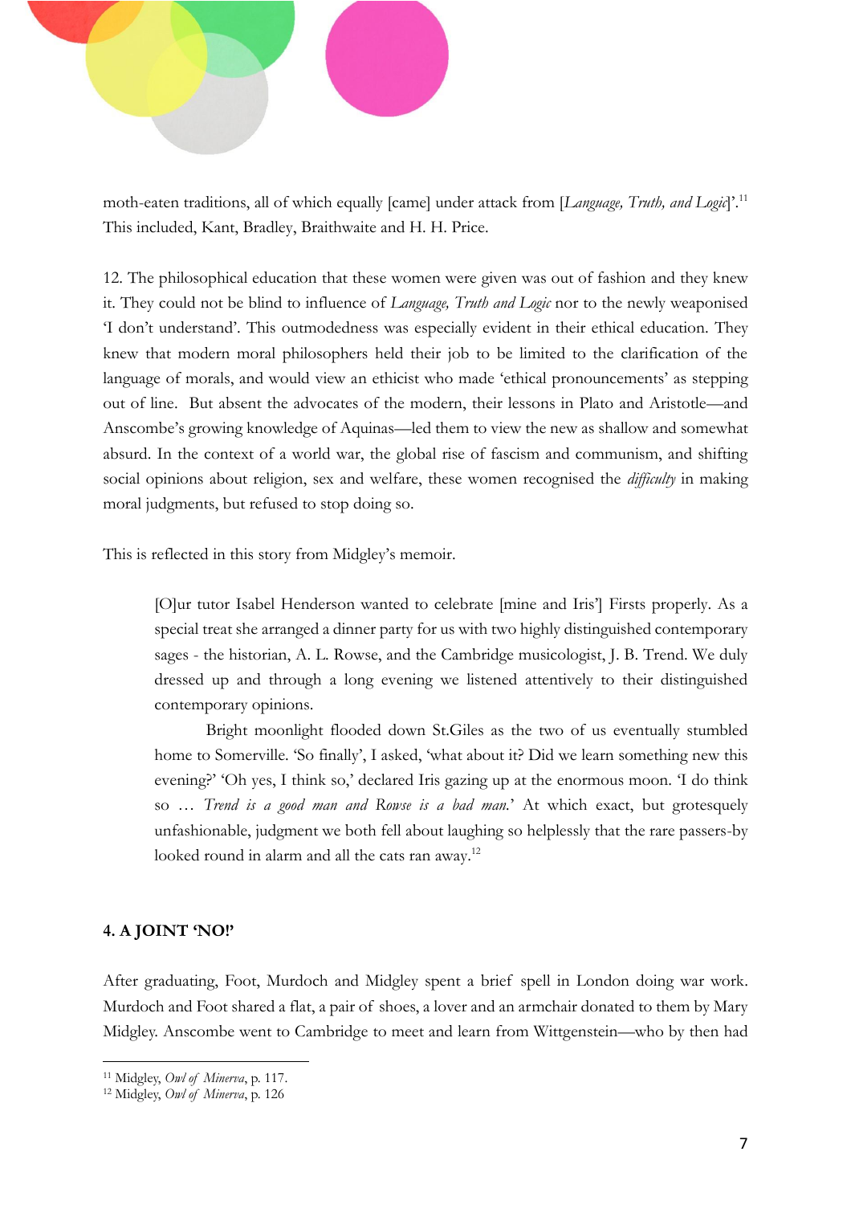moth-eaten traditions, all of which equally [came] under attack from [*Language, Truth, and Logic*]'.[11] This included, Kant, Bradley, Braithwaite and H. H. Price.

12. The philosophical education that these women were given was out of fashion and they knew it. They could not be blind to influence of *Language, Truth and Logic* nor to the newly weaponised 'I don't understand'. This outmodedness was especially evident in their ethical education. They knew that modern moral philosophers held their job to be limited to the clarification of the language of morals, and would view an ethicist who made 'ethical pronouncements' as stepping out of line. But absent the advocates of the modern, their lessons in Plato and Aristotle—and Anscombe's growing knowledge of Aquinas—led them to view the new as shallow and somewhat absurd. In the context of a world war, the global rise of fascism and communism, and shifting social opinions about religion, sex and welfare, these women recognised the *difficulty* in making moral judgments, but refused to stop doing so.

This is reflected in this story from Midgley's memoir.

> [O]ur tutor Isabel Henderson wanted to celebrate [mine and Iris'] Firsts properly. As a special treat she arranged a dinner party for us with two highly distinguished contemporary sages - the historian, A. L. Rowse, and the Cambridge musicologist, J. B. Trend. We duly dressed up and through a long evening we listened attentively to their distinguished contemporary opinions.
>
> Bright moonlight flooded down St.Giles as the two of us eventually stumbled home to Somerville. 'So finally', I asked, 'what about it? Did we learn something new this evening?' 'Oh yes, I think so,' declared Iris gazing up at the enormous moon. 'I do think so … *Trend is a good man and Rowse is a bad man.*' At which exact, but grotesquely unfashionable, judgment we both fell about laughing so helplessly that the rare passers-by looked round in alarm and all the cats ran away.[12]

## 4. A JOINT 'NO!'

After graduating, Foot, Murdoch and Midgley spent a brief spell in London doing war work. Murdoch and Foot shared a flat, a pair of shoes, a lover and an armchair donated to them by Mary Midgley. Anscombe went to Cambridge to meet and learn from Wittgenstein—who by then had

---

[11] Midgley, *Owl of Minerva*, p. 117.

[12] Midgley, *Owl of Minerva*, p. 126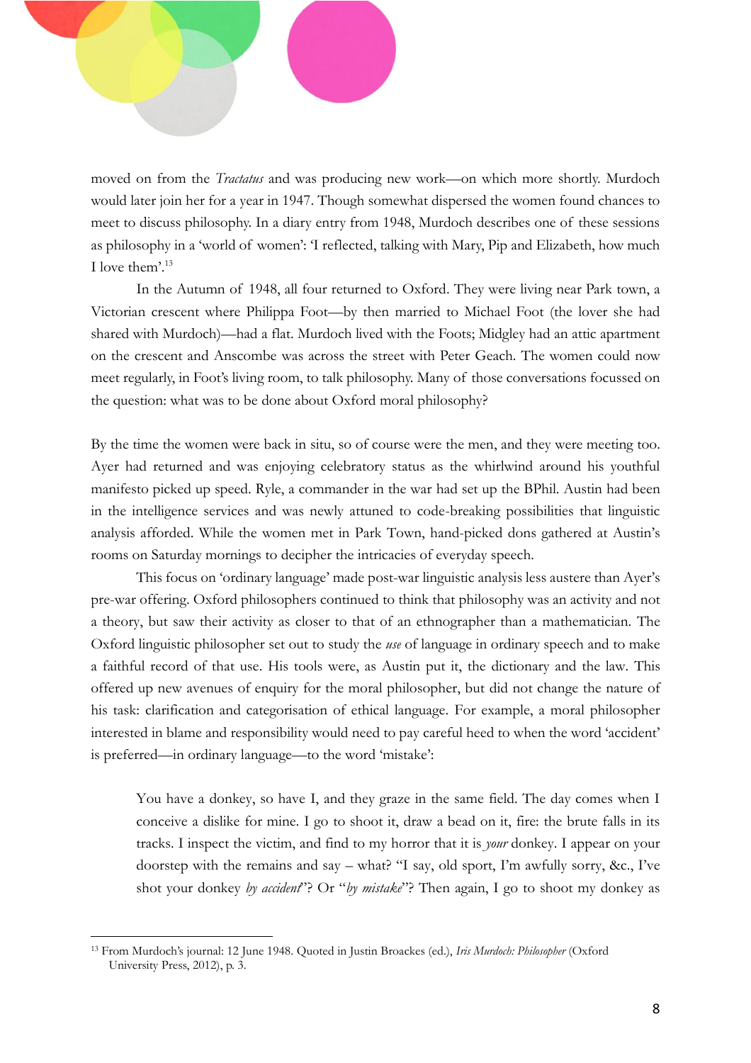moved on from the *Tractatus* and was producing new work—on which more shortly. Murdoch would later join her for a year in 1947. Though somewhat dispersed the women found chances to meet to discuss philosophy. In a diary entry from 1948, Murdoch describes one of these sessions as philosophy in a 'world of women': 'I reflected, talking with Mary, Pip and Elizabeth, how much I love them'.[13]

In the Autumn of 1948, all four returned to Oxford. They were living near Park town, a Victorian crescent where Philippa Foot—by then married to Michael Foot (the lover she had shared with Murdoch)—had a flat. Murdoch lived with the Foots; Midgley had an attic apartment on the crescent and Anscombe was across the street with Peter Geach. The women could now meet regularly, in Foot's living room, to talk philosophy. Many of those conversations focussed on the question: what was to be done about Oxford moral philosophy?

By the time the women were back in situ, so of course were the men, and they were meeting too. Ayer had returned and was enjoying celebratory status as the whirlwind around his youthful manifesto picked up speed. Ryle, a commander in the war had set up the BPhil. Austin had been in the intelligence services and was newly attuned to code-breaking possibilities that linguistic analysis afforded. While the women met in Park Town, hand-picked dons gathered at Austin's rooms on Saturday mornings to decipher the intricacies of everyday speech.

This focus on 'ordinary language' made post-war linguistic analysis less austere than Ayer's pre-war offering. Oxford philosophers continued to think that philosophy was an activity and not a theory, but saw their activity as closer to that of an ethnographer than a mathematician. The Oxford linguistic philosopher set out to study the *use* of language in ordinary speech and to make a faithful record of that use. His tools were, as Austin put it, the dictionary and the law. This offered up new avenues of enquiry for the moral philosopher, but did not change the nature of his task: clarification and categorisation of ethical language. For example, a moral philosopher interested in blame and responsibility would need to pay careful heed to when the word 'accident' is preferred—in ordinary language—to the word 'mistake':

> You have a donkey, so have I, and they graze in the same field. The day comes when I conceive a dislike for mine. I go to shoot it, draw a bead on it, fire: the brute falls in its tracks. I inspect the victim, and find to my horror that it is *your* donkey. I appear on your doorstep with the remains and say – what? "I say, old sport, I'm awfully sorry, &c., I've shot your donkey *by accident*"? Or "*by mistake*"? Then again, I go to shoot my donkey as

[13] From Murdoch's journal: 12 June 1948. Quoted in Justin Broackes (ed.), *Iris Murdoch: Philosopher* (Oxford University Press, 2012), p. 3.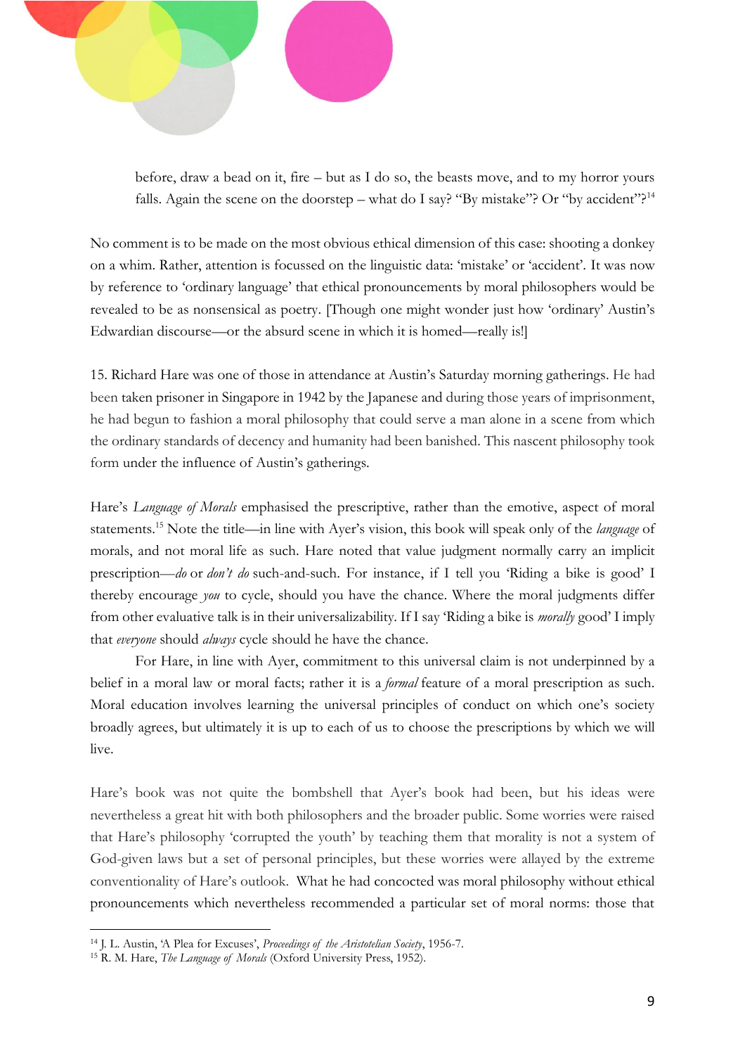> before, draw a bead on it, fire – but as I do so, the beasts move, and to my horror yours falls. Again the scene on the doorstep – what do I say? "By mistake"? Or "by accident"?[14]

No comment is to be made on the most obvious ethical dimension of this case: shooting a donkey on a whim. Rather, attention is focussed on the linguistic data: 'mistake' or 'accident'. It was now by reference to 'ordinary language' that ethical pronouncements by moral philosophers would be revealed to be as nonsensical as poetry. [Though one might wonder just how 'ordinary' Austin's Edwardian discourse—or the absurd scene in which it is homed—really is!]

15. Richard Hare was one of those in attendance at Austin's Saturday morning gatherings. He had been taken prisoner in Singapore in 1942 by the Japanese and during those years of imprisonment, he had begun to fashion a moral philosophy that could serve a man alone in a scene from which the ordinary standards of decency and humanity had been banished. This nascent philosophy took form under the influence of Austin's gatherings.

Hare's *Language of Morals* emphasised the prescriptive, rather than the emotive, aspect of moral statements.[15] Note the title—in line with Ayer's vision, this book will speak only of the *language* of morals, and not moral life as such. Hare noted that value judgment normally carry an implicit prescription—*do* or *don't do* such-and-such. For instance, if I tell you 'Riding a bike is good' I thereby encourage *you* to cycle, should you have the chance. Where the moral judgments differ from other evaluative talk is in their universalizability. If I say 'Riding a bike is *morally* good' I imply that *everyone* should *always* cycle should he have the chance.

For Hare, in line with Ayer, commitment to this universal claim is not underpinned by a belief in a moral law or moral facts; rather it is a *formal* feature of a moral prescription as such. Moral education involves learning the universal principles of conduct on which one's society broadly agrees, but ultimately it is up to each of us to choose the prescriptions by which we will live.

Hare's book was not quite the bombshell that Ayer's book had been, but his ideas were nevertheless a great hit with both philosophers and the broader public. Some worries were raised that Hare's philosophy 'corrupted the youth' by teaching them that morality is not a system of God-given laws but a set of personal principles, but these worries were allayed by the extreme conventionality of Hare's outlook. What he had concocted was moral philosophy without ethical pronouncements which nevertheless recommended a particular set of moral norms: those that

---

[14] J. L. Austin, 'A Plea for Excuses', *Proceedings of the Aristotelian Society*, 1956-7.

[15] R. M. Hare, *The Language of Morals* (Oxford University Press, 1952).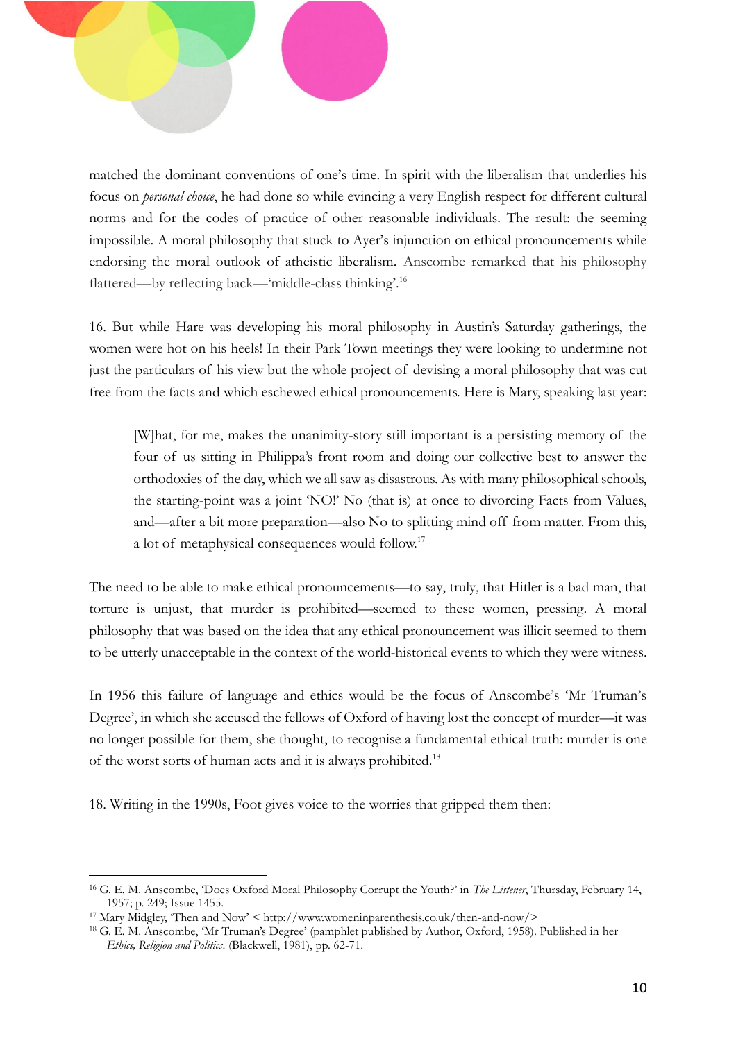matched the dominant conventions of one's time. In spirit with the liberalism that underlies his focus on *personal choice*, he had done so while evincing a very English respect for different cultural norms and for the codes of practice of other reasonable individuals. The result: the seeming impossible. A moral philosophy that stuck to Ayer's injunction on ethical pronouncements while endorsing the moral outlook of atheistic liberalism. Anscombe remarked that his philosophy flattered—by reflecting back—'middle-class thinking'.[16]

16. But while Hare was developing his moral philosophy in Austin's Saturday gatherings, the women were hot on his heels! In their Park Town meetings they were looking to undermine not just the particulars of his view but the whole project of devising a moral philosophy that was cut free from the facts and which eschewed ethical pronouncements. Here is Mary, speaking last year:

> [W]hat, for me, makes the unanimity-story still important is a persisting memory of the four of us sitting in Philippa's front room and doing our collective best to answer the orthodoxies of the day, which we all saw as disastrous. As with many philosophical schools, the starting-point was a joint 'NO!' No (that is) at once to divorcing Facts from Values, and—after a bit more preparation—also No to splitting mind off from matter. From this, a lot of metaphysical consequences would follow.[17]

The need to be able to make ethical pronouncements—to say, truly, that Hitler is a bad man, that torture is unjust, that murder is prohibited—seemed to these women, pressing. A moral philosophy that was based on the idea that any ethical pronouncement was illicit seemed to them to be utterly unacceptable in the context of the world-historical events to which they were witness.

In 1956 this failure of language and ethics would be the focus of Anscombe's 'Mr Truman's Degree', in which she accused the fellows of Oxford of having lost the concept of murder—it was no longer possible for them, she thought, to recognise a fundamental ethical truth: murder is one of the worst sorts of human acts and it is always prohibited.[18]

18. Writing in the 1990s, Foot gives voice to the worries that gripped them then:

---

[16] G. E. M. Anscombe, 'Does Oxford Moral Philosophy Corrupt the Youth?' in *The Listener*, Thursday, February 14, 1957; p. 249; Issue 1455.

[17] Mary Midgley, 'Then and Now' < http://www.womeninparenthesis.co.uk/then-and-now/>

[18] G. E. M. Anscombe, 'Mr Truman's Degree' (pamphlet published by Author, Oxford, 1958). Published in her *Ethics, Religion and Politics*. (Blackwell, 1981), pp. 62-71.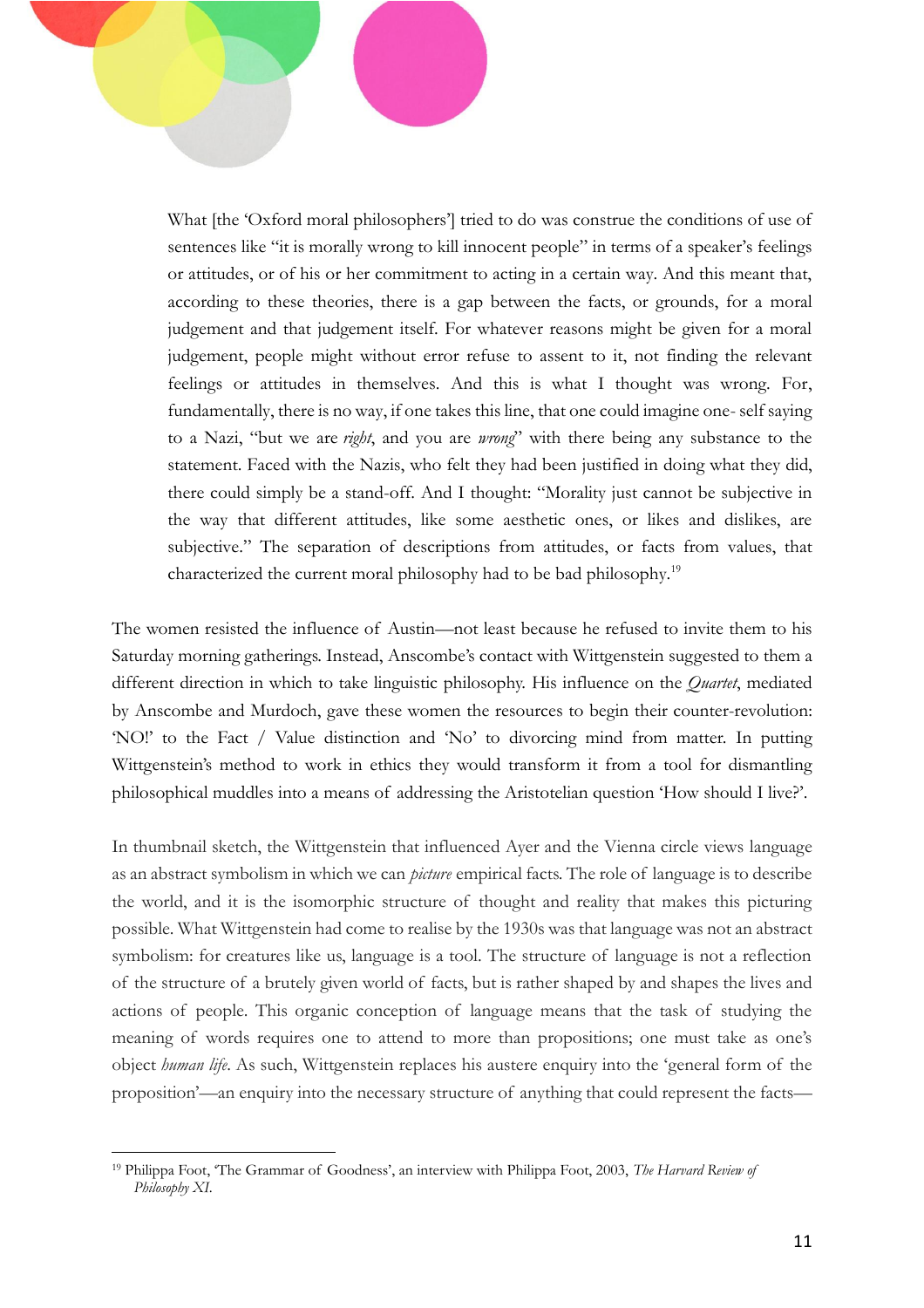> What [the 'Oxford moral philosophers'] tried to do was construe the conditions of use of sentences like "it is morally wrong to kill innocent people" in terms of a speaker's feelings or attitudes, or of his or her commitment to acting in a certain way. And this meant that, according to these theories, there is a gap between the facts, or grounds, for a moral judgement and that judgement itself. For whatever reasons might be given for a moral judgement, people might without error refuse to assent to it, not finding the relevant feelings or attitudes in themselves. And this is what I thought was wrong. For, fundamentally, there is no way, if one takes this line, that one could imagine one- self saying to a Nazi, "but we are *right*, and you are *wrong*" with there being any substance to the statement. Faced with the Nazis, who felt they had been justified in doing what they did, there could simply be a stand-off. And I thought: "Morality just cannot be subjective in the way that different attitudes, like some aesthetic ones, or likes and dislikes, are subjective." The separation of descriptions from attitudes, or facts from values, that characterized the current moral philosophy had to be bad philosophy.[19]

The women resisted the influence of Austin—not least because he refused to invite them to his Saturday morning gatherings. Instead, Anscombe's contact with Wittgenstein suggested to them a different direction in which to take linguistic philosophy. His influence on the *Quartet*, mediated by Anscombe and Murdoch, gave these women the resources to begin their counter-revolution: 'NO!' to the Fact / Value distinction and 'No' to divorcing mind from matter. In putting Wittgenstein's method to work in ethics they would transform it from a tool for dismantling philosophical muddles into a means of addressing the Aristotelian question 'How should I live?'.

In thumbnail sketch, the Wittgenstein that influenced Ayer and the Vienna circle views language as an abstract symbolism in which we can *picture* empirical facts. The role of language is to describe the world, and it is the isomorphic structure of thought and reality that makes this picturing possible. What Wittgenstein had come to realise by the 1930s was that language was not an abstract symbolism: for creatures like us, language is a tool. The structure of language is not a reflection of the structure of a brutely given world of facts, but is rather shaped by and shapes the lives and actions of people. This organic conception of language means that the task of studying the meaning of words requires one to attend to more than propositions; one must take as one's object *human life*. As such, Wittgenstein replaces his austere enquiry into the 'general form of the proposition'—an enquiry into the necessary structure of anything that could represent the facts—

---

[19] Philippa Foot, 'The Grammar of Goodness', an interview with Philippa Foot, 2003, *The Harvard Review of Philosophy XI.*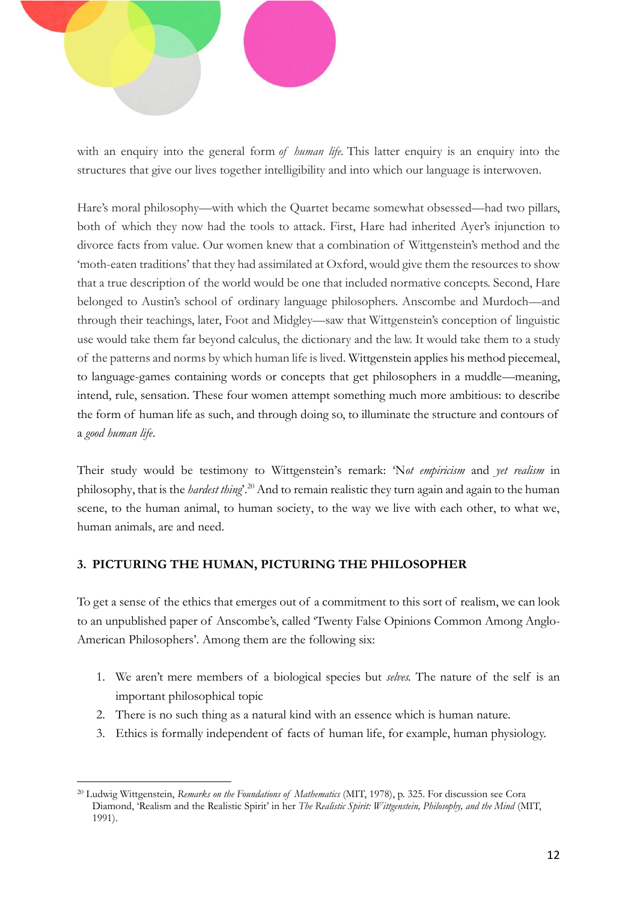with an enquiry into the general form *of human life*. This latter enquiry is an enquiry into the structures that give our lives together intelligibility and into which our language is interwoven.

Hare's moral philosophy—with which the Quartet became somewhat obsessed—had two pillars, both of which they now had the tools to attack. First, Hare had inherited Ayer's injunction to divorce facts from value. Our women knew that a combination of Wittgenstein's method and the 'moth-eaten traditions' that they had assimilated at Oxford, would give them the resources to show that a true description of the world would be one that included normative concepts. Second, Hare belonged to Austin's school of ordinary language philosophers. Anscombe and Murdoch—and through their teachings, later, Foot and Midgley—saw that Wittgenstein's conception of linguistic use would take them far beyond calculus, the dictionary and the law. It would take them to a study of the patterns and norms by which human life is lived. Wittgenstein applies his method piecemeal, to language-games containing words or concepts that get philosophers in a muddle—meaning, intend, rule, sensation. These four women attempt something much more ambitious: to describe the form of human life as such, and through doing so, to illuminate the structure and contours of a *good human life*.

Their study would be testimony to Wittgenstein's remark: 'N*ot empiricism* and *yet realism* in philosophy, that is the *hardest thing*'.[20] And to remain realistic they turn again and again to the human scene, to the human animal, to human society, to the way we live with each other, to what we, human animals, are and need.

### 3. PICTURING THE HUMAN, PICTURING THE PHILOSOPHER

To get a sense of the ethics that emerges out of a commitment to this sort of realism, we can look to an unpublished paper of Anscombe's, called 'Twenty False Opinions Common Among Anglo-American Philosophers'. Among them are the following six:

1. We aren't mere members of a biological species but *selves*. The nature of the self is an important philosophical topic
2. There is no such thing as a natural kind with an essence which is human nature.
3. Ethics is formally independent of facts of human life, for example, human physiology.

---

[20] Ludwig Wittgenstein, *Remarks on the Foundations of Mathematics* (MIT, 1978), p. 325. For discussion see Cora Diamond, 'Realism and the Realistic Spirit' in her *The Realistic Spirit: Wittgenstein, Philosophy, and the Mind* (MIT, 1991).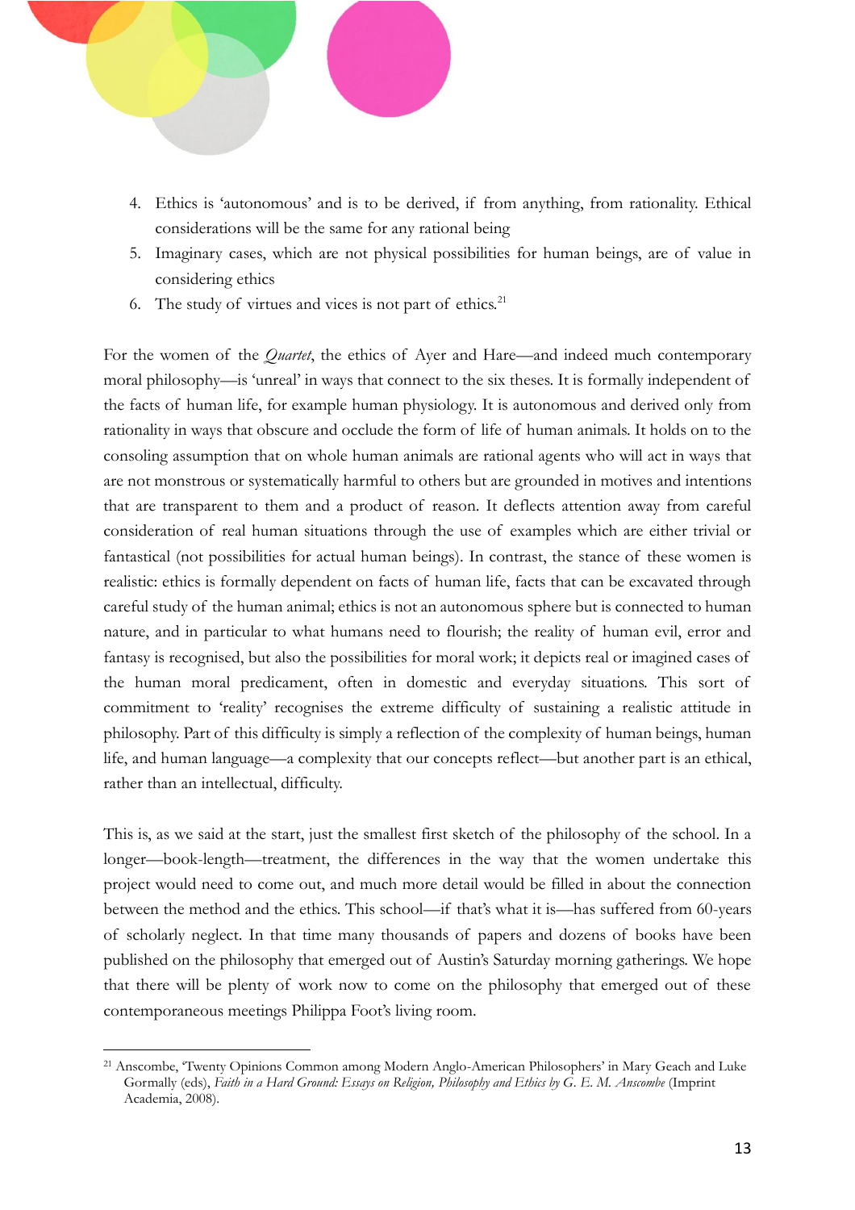4. Ethics is 'autonomous' and is to be derived, if from anything, from rationality. Ethical considerations will be the same for any rational being
5. Imaginary cases, which are not physical possibilities for human beings, are of value in considering ethics
6. The study of virtues and vices is not part of ethics.[21]

For the women of the *Quartet*, the ethics of Ayer and Hare—and indeed much contemporary moral philosophy—is 'unreal' in ways that connect to the six theses. It is formally independent of the facts of human life, for example human physiology. It is autonomous and derived only from rationality in ways that obscure and occlude the form of life of human animals. It holds on to the consoling assumption that on whole human animals are rational agents who will act in ways that are not monstrous or systematically harmful to others but are grounded in motives and intentions that are transparent to them and a product of reason. It deflects attention away from careful consideration of real human situations through the use of examples which are either trivial or fantastical (not possibilities for actual human beings). In contrast, the stance of these women is realistic: ethics is formally dependent on facts of human life, facts that can be excavated through careful study of the human animal; ethics is not an autonomous sphere but is connected to human nature, and in particular to what humans need to flourish; the reality of human evil, error and fantasy is recognised, but also the possibilities for moral work; it depicts real or imagined cases of the human moral predicament, often in domestic and everyday situations. This sort of commitment to 'reality' recognises the extreme difficulty of sustaining a realistic attitude in philosophy. Part of this difficulty is simply a reflection of the complexity of human beings, human life, and human language—a complexity that our concepts reflect—but another part is an ethical, rather than an intellectual, difficulty.

This is, as we said at the start, just the smallest first sketch of the philosophy of the school. In a longer—book-length—treatment, the differences in the way that the women undertake this project would need to come out, and much more detail would be filled in about the connection between the method and the ethics. This school—if that's what it is—has suffered from 60-years of scholarly neglect. In that time many thousands of papers and dozens of books have been published on the philosophy that emerged out of Austin's Saturday morning gatherings. We hope that there will be plenty of work now to come on the philosophy that emerged out of these contemporaneous meetings Philippa Foot's living room.

[21] Anscombe, 'Twenty Opinions Common among Modern Anglo-American Philosophers' in Mary Geach and Luke Gormally (eds), *Faith in a Hard Ground: Essays on Religion, Philosophy and Ethics by G. E. M. Anscombe* (Imprint Academia, 2008).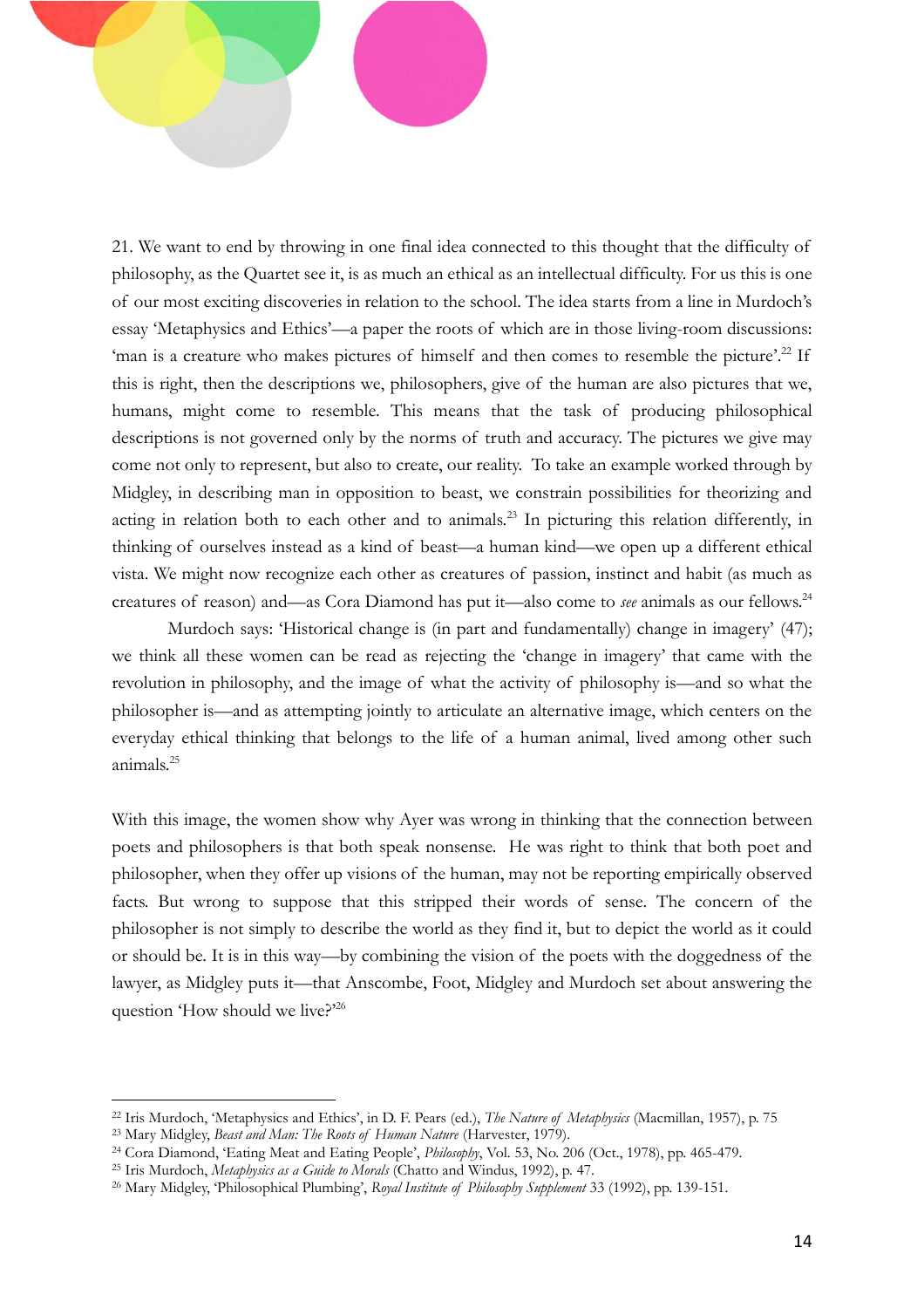21. We want to end by throwing in one final idea connected to this thought that the difficulty of philosophy, as the Quartet see it, is as much an ethical as an intellectual difficulty. For us this is one of our most exciting discoveries in relation to the school. The idea starts from a line in Murdoch's essay 'Metaphysics and Ethics'—a paper the roots of which are in those living-room discussions: 'man is a creature who makes pictures of himself and then comes to resemble the picture'.[22] If this is right, then the descriptions we, philosophers, give of the human are also pictures that we, humans, might come to resemble. This means that the task of producing philosophical descriptions is not governed only by the norms of truth and accuracy. The pictures we give may come not only to represent, but also to create, our reality. To take an example worked through by Midgley, in describing man in opposition to beast, we constrain possibilities for theorizing and acting in relation both to each other and to animals.[23] In picturing this relation differently, in thinking of ourselves instead as a kind of beast—a human kind—we open up a different ethical vista. We might now recognize each other as creatures of passion, instinct and habit (as much as creatures of reason) and—as Cora Diamond has put it—also come to *see* animals as our fellows.[24]

Murdoch says: 'Historical change is (in part and fundamentally) change in imagery' (47); we think all these women can be read as rejecting the 'change in imagery' that came with the revolution in philosophy, and the image of what the activity of philosophy is—and so what the philosopher is—and as attempting jointly to articulate an alternative image, which centers on the everyday ethical thinking that belongs to the life of a human animal, lived among other such animals.[25]

With this image, the women show why Ayer was wrong in thinking that the connection between poets and philosophers is that both speak nonsense. He was right to think that both poet and philosopher, when they offer up visions of the human, may not be reporting empirically observed facts. But wrong to suppose that this stripped their words of sense. The concern of the philosopher is not simply to describe the world as they find it, but to depict the world as it could or should be. It is in this way—by combining the vision of the poets with the doggedness of the lawyer, as Midgley puts it—that Anscombe, Foot, Midgley and Murdoch set about answering the question 'How should we live?'[26]

---

[22] Iris Murdoch, 'Metaphysics and Ethics', in D. F. Pears (ed.), *The Nature of Metaphysics* (Macmillan, 1957), p. 75

[23] Mary Midgley, *Beast and Man: The Roots of Human Nature* (Harvester, 1979).

[24] Cora Diamond, 'Eating Meat and Eating People', *Philosophy*, Vol. 53, No. 206 (Oct., 1978), pp. 465-479.

[25] Iris Murdoch, *Metaphysics as a Guide to Morals* (Chatto and Windus, 1992), p. 47.

[26] Mary Midgley, 'Philosophical Plumbing', *Royal Institute of Philosophy Supplement* 33 (1992), pp. 139-151.